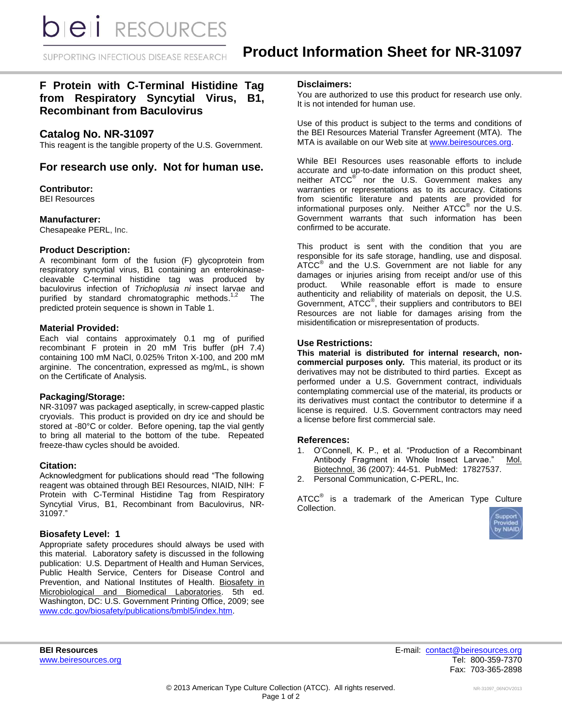# Product Information Sheet for NR-31097

## F Protein with C-Terminal Histidine Tag from Respiratory Syncytial Virus, B1, Recombinant from Baculovirus

## Catalog No. NR-31097

This reagent is the tangible property of the U.S. Government.

## For research use only. Not for human use.

### Contributor:

BEI Resources

### Manufacturer:

Chesapeake PERL, Inc.

### Product Description:

A recombinant form of the fusion (F) glycoprotein from respiratory syncytial virus, B1 containing an enterokinase-cleavable C-terminal histidine tag was produced by baculovirus infection of *Trichoplusia ni* insect larvae and purified by standard chromatographic methods.[1,2] The predicted protein sequence is shown in Table 1.

### Material Provided:

Each vial contains approximately 0.1 mg of purified recombinant F protein in 20 mM Tris buffer (pH 7.4) containing 100 mM NaCl, 0.025% Triton X-100, and 200 mM arginine. The concentration, expressed as mg/mL, is shown on the Certificate of Analysis.

### Packaging/Storage:

NR-31097 was packaged aseptically, in screw-capped plastic cryovials. This product is provided on dry ice and should be stored at -80°C or colder. Before opening, tap the vial gently to bring all material to the bottom of the tube. Repeated freeze-thaw cycles should be avoided.

### Citation:

Acknowledgment for publications should read "The following reagent was obtained through BEI Resources, NIAID, NIH: F Protein with C-Terminal Histidine Tag from Respiratory Syncytial Virus, B1, Recombinant from Baculovirus, NR-31097."

### Biosafety Level: 1

Appropriate safety procedures should always be used with this material. Laboratory safety is discussed in the following publication: U.S. Department of Health and Human Services, Public Health Service, Centers for Disease Control and Prevention, and National Institutes of Health. Biosafety in Microbiological and Biomedical Laboratories. 5th ed. Washington, DC: U.S. Government Printing Office, 2009; see www.cdc.gov/biosafety/publications/bmbl5/index.htm.

### Disclaimers:

You are authorized to use this product for research use only. It is not intended for human use.

Use of this product is subject to the terms and conditions of the BEI Resources Material Transfer Agreement (MTA). The MTA is available on our Web site at www.beiresources.org.

While BEI Resources uses reasonable efforts to include accurate and up-to-date information on this product sheet, neither ATCC® nor the U.S. Government makes any warranties or representations as to its accuracy. Citations from scientific literature and patents are provided for informational purposes only. Neither ATCC® nor the U.S. Government warrants that such information has been confirmed to be accurate.

This product is sent with the condition that you are responsible for its safe storage, handling, use and disposal. ATCC® and the U.S. Government are not liable for any damages or injuries arising from receipt and/or use of this product. While reasonable effort is made to ensure authenticity and reliability of materials on deposit, the U.S. Government, ATCC®, their suppliers and contributors to BEI Resources are not liable for damages arising from the misidentification or misrepresentation of products.

### Use Restrictions:

**This material is distributed for internal research, non-commercial purposes only.** This material, its product or its derivatives may not be distributed to third parties. Except as performed under a U.S. Government contract, individuals contemplating commercial use of the material, its products or its derivatives must contact the contributor to determine if a license is required. U.S. Government contractors may need a license before first commercial sale.

### References:

1. O'Connell, K. P., et al. "Production of a Recombinant Antibody Fragment in Whole Insect Larvae." Mol. Biotechnol. 36 (2007): 44-51. PubMed: 17827537.
2. Personal Communication, C-PERL, Inc.

ATCC® is a trademark of the American Type Culture Collection.

**BEI Resources**
www.beiresources.org

E-mail: contact@beiresources.org
Tel: 800-359-7370
Fax: 703-365-2898

© 2013 American Type Culture Collection (ATCC). All rights reserved.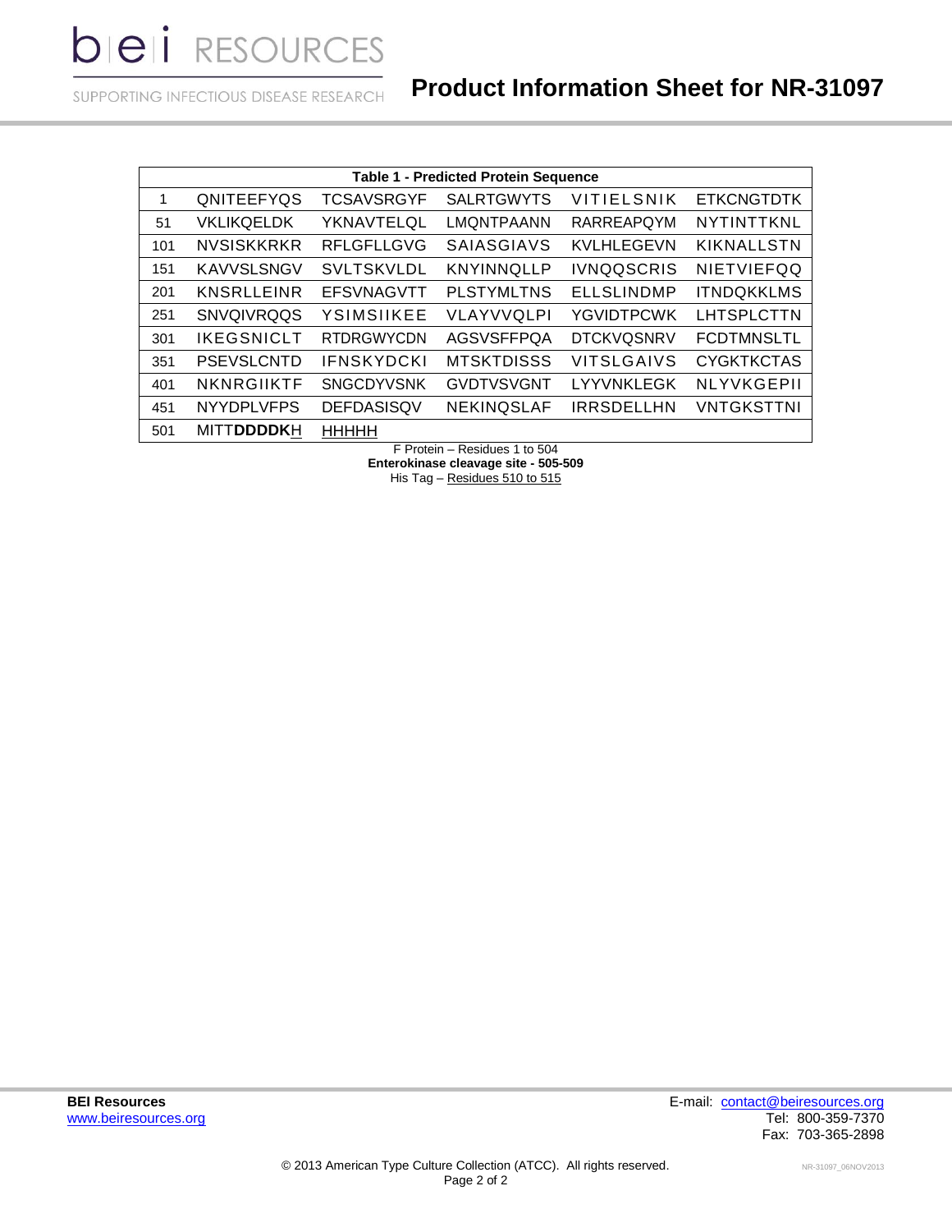| Table 1 - Predicted Protein Sequence | | | | | |
|---|---|---|---|---|---|
| 1 | QNITEEFYQS | TCSAVSRGYF | SALRTGWYTS | VITIELSNIK | ETKCNGTDTK |
| 51 | VKLIKQELDK | YKNAVTELQL | LMQNTPAANN | RARREAPQYM | NYTINTTKNL |
| 101 | NVSISKKRKR | RFLGFLLGVG | SAIASGIAVS | KVLHLEGEVN | KIKNALLSTN |
| 151 | KAVVSLSNGV | SVLTSKVLDL | KNYINNQLLP | IVNQQSCRIS | NIETVIEFQQ |
| 201 | KNSRLLEINR | EFSVNAGVTT | PLSTYMLTNS | ELLSLINDMP | ITNDQKKLMS |
| 251 | SNVQIVRQQS | YSIMSIIKEE | VLAYVVQLPI | YGVIDTPCWK | LHTSPLCTTN |
| 301 | IKEGSNICLT | RTDRGWYCDN | AGSVSFFPQA | DTCKVQSNRV | FCDTMNSLTL |
| 351 | PSEVSLCNTD | IFNSKYDCKI | MTSKTDISSS | VITSLGAIVS | CYGKTKCTAS |
| 401 | NKNRGIIKTF | SNGCDYVSNK | GVDTVSVGNT | LYYVNKLEGK | NLYVKGEPII |
| 451 | NYYDPLVFPS | DEFDASISQV | NEKINQSLAF | IRRSDELLHN | VNTGKSTTNI |
| 501 | MITT**DDDDK**H | HHHHH | | | |

F Protein – Residues 1 to 504
**Enterokinase cleavage site - 505-509**
His Tag – Residues 510 to 515

**BEI Resources**
www.beiresources.org

E-mail: contact@beiresources.org
Tel: 800-359-7370
Fax: 703-365-2898

© 2013 American Type Culture Collection (ATCC). All rights reserved.

NR-31097_06NOV2013